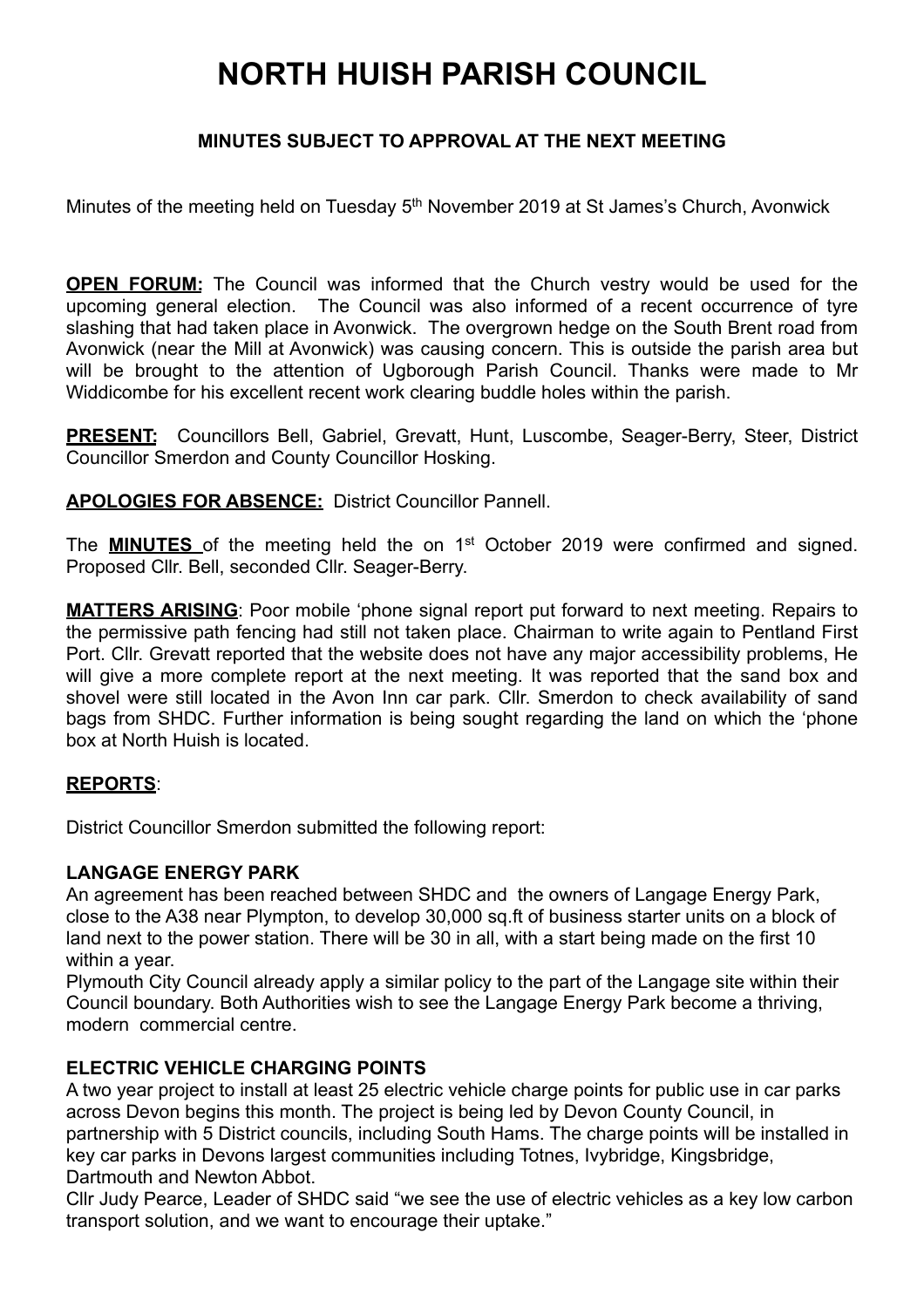# NORTH HUISH PARISH COUNCIL

**MINUTES SUBJECT TO APPROVAL AT THE NEXT MEETING**

Minutes of the meeting held on Tuesday 5th November 2019 at St James's Church, Avonwick

**OPEN FORUM:** The Council was informed that the Church vestry would be used for the upcoming general election. The Council was also informed of a recent occurrence of tyre slashing that had taken place in Avonwick. The overgrown hedge on the South Brent road from Avonwick (near the Mill at Avonwick) was causing concern. This is outside the parish area but will be brought to the attention of Ugborough Parish Council. Thanks were made to Mr Widdicombe for his excellent recent work clearing buddle holes within the parish.

**PRESENT:** Councillors Bell, Gabriel, Grevatt, Hunt, Luscombe, Seager-Berry, Steer, District Councillor Smerdon and County Councillor Hosking.

**APOLOGIES FOR ABSENCE:** District Councillor Pannell.

The **MINUTES** of the meeting held the on 1st October 2019 were confirmed and signed. Proposed Cllr. Bell, seconded Cllr. Seager-Berry.

**MATTERS ARISING**: Poor mobile 'phone signal report put forward to next meeting. Repairs to the permissive path fencing had still not taken place. Chairman to write again to Pentland First Port. Cllr. Grevatt reported that the website does not have any major accessibility problems, He will give a more complete report at the next meeting. It was reported that the sand box and shovel were still located in the Avon Inn car park. Cllr. Smerdon to check availability of sand bags from SHDC. Further information is being sought regarding the land on which the 'phone box at North Huish is located.

**REPORTS**:

District Councillor Smerdon submitted the following report:

**LANGAGE ENERGY PARK**

An agreement has been reached between SHDC and the owners of Langage Energy Park, close to the A38 near Plympton, to develop 30,000 sq.ft of business starter units on a block of land next to the power station. There will be 30 in all, with a start being made on the first 10 within a year.

Plymouth City Council already apply a similar policy to the part of the Langage site within their Council boundary. Both Authorities wish to see the Langage Energy Park become a thriving, modern commercial centre.

**ELECTRIC VEHICLE CHARGING POINTS**

A two year project to install at least 25 electric vehicle charge points for public use in car parks across Devon begins this month. The project is being led by Devon County Council, in partnership with 5 District councils, including South Hams. The charge points will be installed in key car parks in Devons largest communities including Totnes, Ivybridge, Kingsbridge, Dartmouth and Newton Abbot.

Cllr Judy Pearce, Leader of SHDC said "we see the use of electric vehicles as a key low carbon transport solution, and we want to encourage their uptake."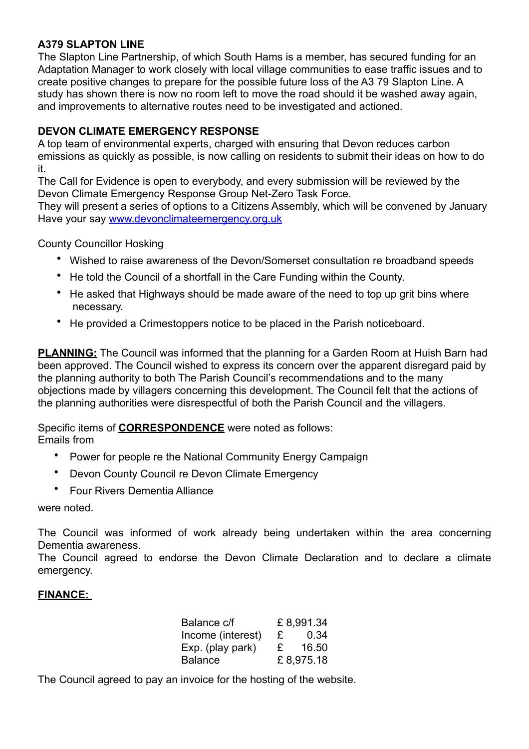**A379 SLAPTON LINE**

The Slapton Line Partnership, of which South Hams is a member, has secured funding for an Adaptation Manager to work closely with local village communities to ease traffic issues and to create positive changes to prepare for the possible future loss of the A3 79 Slapton Line. A study has shown there is now no room left to move the road should it be washed away again, and improvements to alternative routes need to be investigated and actioned.

**DEVON CLIMATE EMERGENCY RESPONSE**

A top team of environmental experts, charged with ensuring that Devon reduces carbon emissions as quickly as possible, is now calling on residents to submit their ideas on how to do it.

The Call for Evidence is open to everybody, and every submission will be reviewed by the Devon Climate Emergency Response Group Net-Zero Task Force.

They will present a series of options to a Citizens Assembly, which will be convened by January

Have your say [www.devonclimateemergency.org.uk](http://www.devonclimateemergency.org.uk)

County Councillor Hosking

- Wished to raise awareness of the Devon/Somerset consultation re broadband speeds
- He told the Council of a shortfall in the Care Funding within the County.
- He asked that Highways should be made aware of the need to top up grit bins where necessary.
- He provided a Crimestoppers notice to be placed in the Parish noticeboard.

**PLANNING:** The Council was informed that the planning for a Garden Room at Huish Barn had been approved. The Council wished to express its concern over the apparent disregard paid by the planning authority to both The Parish Council's recommendations and to the many objections made by villagers concerning this development. The Council felt that the actions of the planning authorities were disrespectful of both the Parish Council and the villagers.

Specific items of **CORRESPONDENCE** were noted as follows:
Emails from

- Power for people re the National Community Energy Campaign
- Devon County Council re Devon Climate Emergency
- Four Rivers Dementia Alliance

were noted.

The Council was informed of work already being undertaken within the area concerning Dementia awareness.

The Council agreed to endorse the Devon Climate Declaration and to declare a climate emergency.

**FINANCE:**

| | |
|---|---|
| Balance c/f | £ 8,991.34 |
| Income (interest) | £ 0.34 |
| Exp. (play park) | £ 16.50 |
| Balance | £ 8,975.18 |

The Council agreed to pay an invoice for the hosting of the website.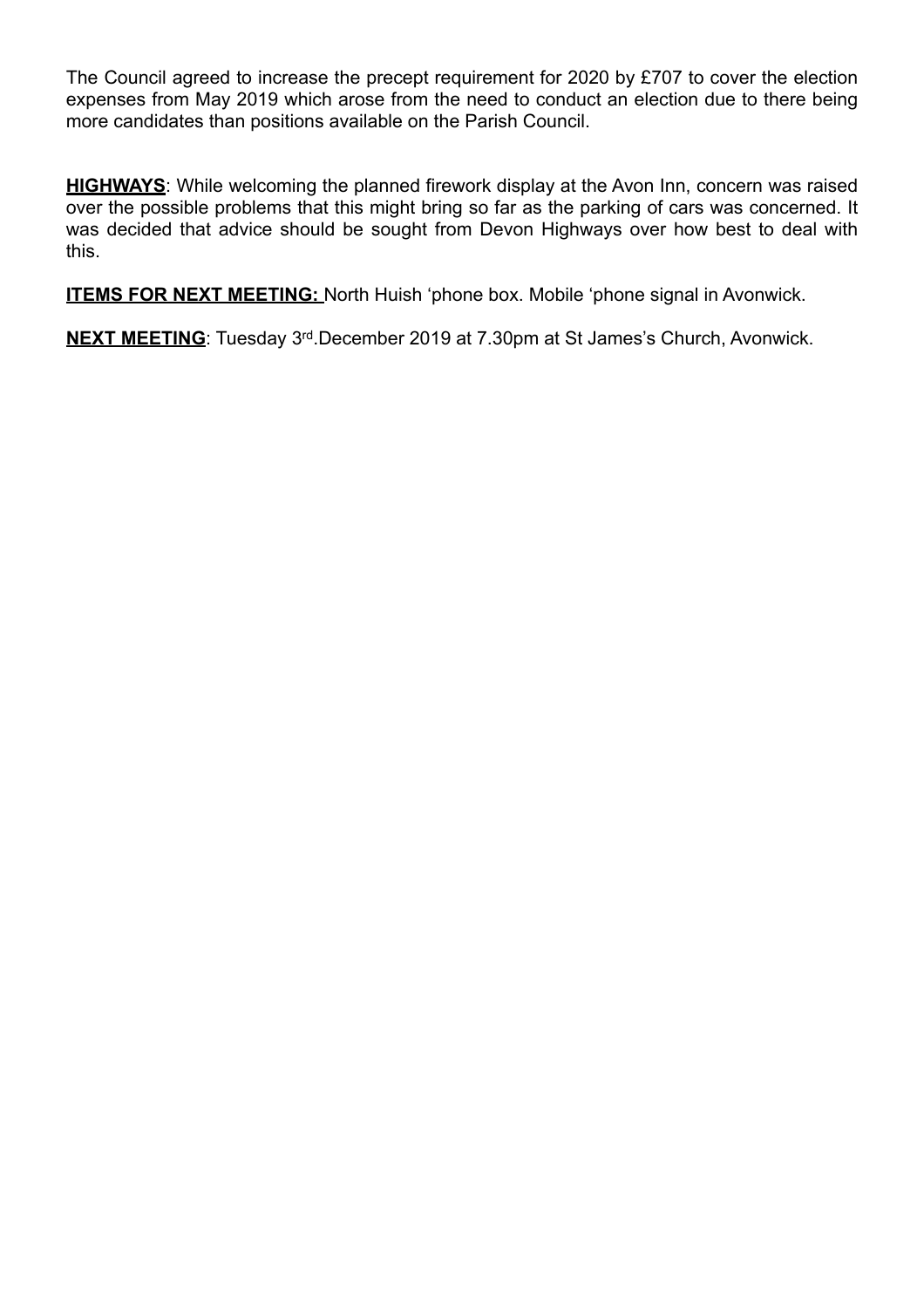The Council agreed to increase the precept requirement for 2020 by £707 to cover the election expenses from May 2019 which arose from the need to conduct an election due to there being more candidates than positions available on the Parish Council.

**HIGHWAYS**: While welcoming the planned firework display at the Avon Inn, concern was raised over the possible problems that this might bring so far as the parking of cars was concerned. It was decided that advice should be sought from Devon Highways over how best to deal with this.

**ITEMS FOR NEXT MEETING:** North Huish 'phone box. Mobile 'phone signal in Avonwick.

**NEXT MEETING**: Tuesday 3rd.December 2019 at 7.30pm at St James's Church, Avonwick.